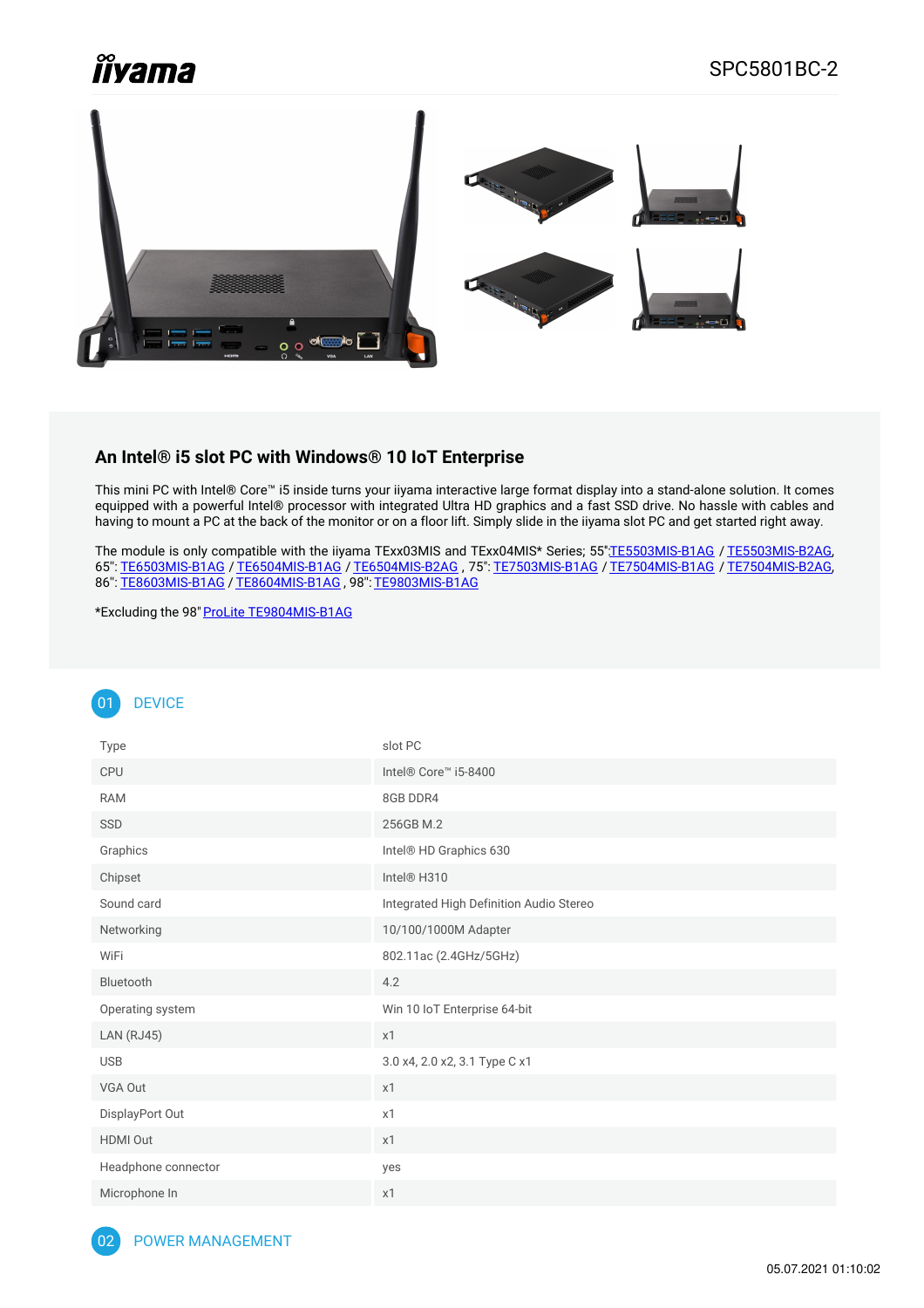iiyama

SPC5801BC-2

## An Intel® i5 slot PC with Windows® 10 IoT Enterprise

This mini PC with Intel® Core™ i5 inside turns your iiyama interactive large format display into a stand-alone solution. It comes equipped with a powerful Intel® processor with integrated Ultra HD graphics and a fast SSD drive. No hassle with cables and having to mount a PC at the back of the monitor or on a floor lift. Simply slide in the iiyama slot PC and get started right away.

The module is only compatible with the iiyama TExx03MIS and TExx04MIS* Series; 55":TE5503MIS-B1AG / TE5503MIS-B2AG, 65": TE6503MIS-B1AG / TE6504MIS-B1AG / TE6504MIS-B2AG , 75": TE7503MIS-B1AG / TE7504MIS-B1AG / TE7504MIS-B2AG, 86": TE8603MIS-B1AG / TE8604MIS-B1AG , 98": TE9803MIS-B1AG

*Excluding the 98" ProLite TE9804MIS-B1AG

## 01 DEVICE

| | |
|---|---|
| Type | slot PC |
| CPU | Intel® Core™ i5-8400 |
| RAM | 8GB DDR4 |
| SSD | 256GB M.2 |
| Graphics | Intel® HD Graphics 630 |
| Chipset | Intel® H310 |
| Sound card | Integrated High Definition Audio Stereo |
| Networking | 10/100/1000M Adapter |
| WiFi | 802.11ac (2.4GHz/5GHz) |
| Bluetooth | 4.2 |
| Operating system | Win 10 IoT Enterprise 64-bit |
| LAN (RJ45) | x1 |
| USB | 3.0 x4, 2.0 x2, 3.1 Type C x1 |
| VGA Out | x1 |
| DisplayPort Out | x1 |
| HDMI Out | x1 |
| Headphone connector | yes |
| Microphone In | x1 |

## 02 POWER MANAGEMENT

05.07.2021 01:10:02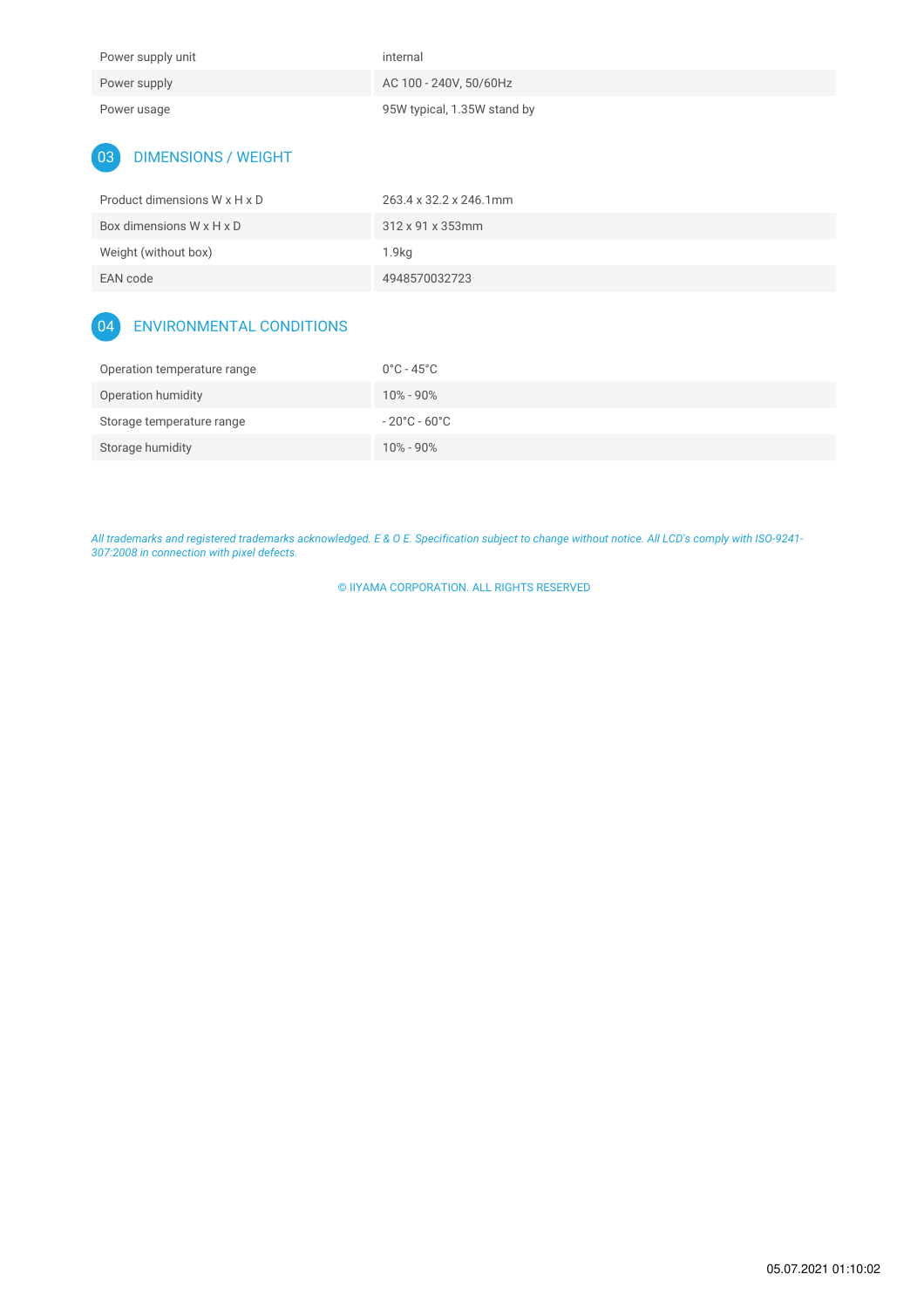| | |
|---|---|
| Power supply unit | internal |
| Power supply | AC 100 - 240V, 50/60Hz |
| Power usage | 95W typical, 1.35W stand by |

## 03 DIMENSIONS / WEIGHT

| | |
|---|---|
| Product dimensions W x H x D | 263.4 x 32.2 x 246.1mm |
| Box dimensions W x H x D | 312 x 91 x 353mm |
| Weight (without box) | 1.9kg |
| EAN code | 4948570032723 |

## 04 ENVIRONMENTAL CONDITIONS

| | |
|---|---|
| Operation temperature range | 0°C - 45°C |
| Operation humidity | 10% - 90% |
| Storage temperature range | - 20°C - 60°C |
| Storage humidity | 10% - 90% |

*All trademarks and registered trademarks acknowledged. E & O E. Specification subject to change without notice. All LCD's comply with ISO-9241-307:2008 in connection with pixel defects.*

© IIYAMA CORPORATION. ALL RIGHTS RESERVED

05.07.2021 01:10:02